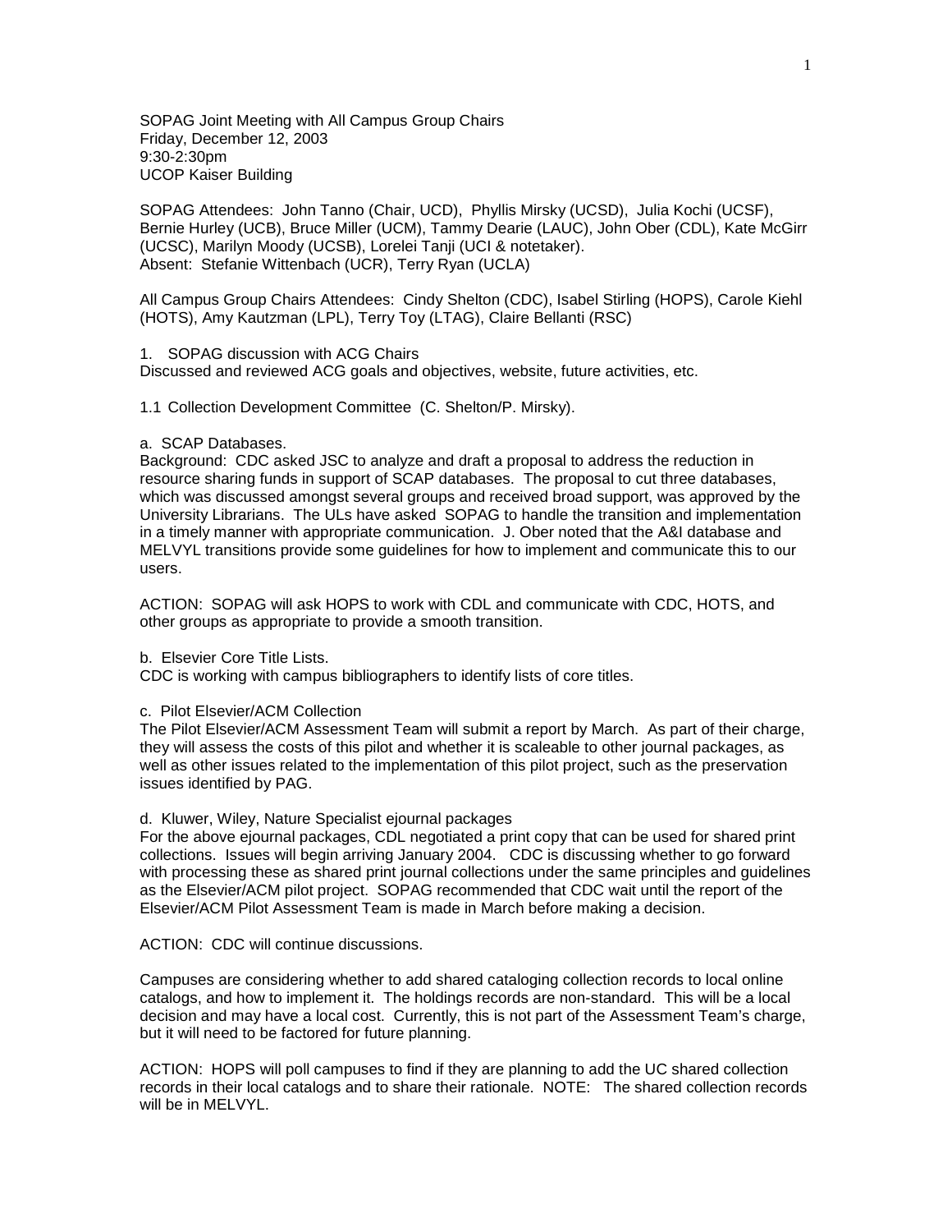SOPAG Joint Meeting with All Campus Group Chairs
Friday, December 12, 2003
9:30-2:30pm
UCOP Kaiser Building

SOPAG Attendees: John Tanno (Chair, UCD), Phyllis Mirsky (UCSD), Julia Kochi (UCSF), Bernie Hurley (UCB), Bruce Miller (UCM), Tammy Dearie (LAUC), John Ober (CDL), Kate McGirr (UCSC), Marilyn Moody (UCSB), Lorelei Tanji (UCI & notetaker).
Absent: Stefanie Wittenbach (UCR), Terry Ryan (UCLA)

All Campus Group Chairs Attendees: Cindy Shelton (CDC), Isabel Stirling (HOPS), Carole Kiehl (HOTS), Amy Kautzman (LPL), Terry Toy (LTAG), Claire Bellanti (RSC)

1. SOPAG discussion with ACG Chairs
Discussed and reviewed ACG goals and objectives, website, future activities, etc.

1.1 Collection Development Committee (C. Shelton/P. Mirsky).

a. SCAP Databases.
Background: CDC asked JSC to analyze and draft a proposal to address the reduction in resource sharing funds in support of SCAP databases. The proposal to cut three databases, which was discussed amongst several groups and received broad support, was approved by the University Librarians. The ULs have asked SOPAG to handle the transition and implementation in a timely manner with appropriate communication. J. Ober noted that the A&I database and MELVYL transitions provide some guidelines for how to implement and communicate this to our users.

ACTION: SOPAG will ask HOPS to work with CDL and communicate with CDC, HOTS, and other groups as appropriate to provide a smooth transition.

b. Elsevier Core Title Lists.
CDC is working with campus bibliographers to identify lists of core titles.

c. Pilot Elsevier/ACM Collection
The Pilot Elsevier/ACM Assessment Team will submit a report by March. As part of their charge, they will assess the costs of this pilot and whether it is scaleable to other journal packages, as well as other issues related to the implementation of this pilot project, such as the preservation issues identified by PAG.

d. Kluwer, Wiley, Nature Specialist ejournal packages
For the above ejournal packages, CDL negotiated a print copy that can be used for shared print collections. Issues will begin arriving January 2004. CDC is discussing whether to go forward with processing these as shared print journal collections under the same principles and guidelines as the Elsevier/ACM pilot project. SOPAG recommended that CDC wait until the report of the Elsevier/ACM Pilot Assessment Team is made in March before making a decision.

ACTION: CDC will continue discussions.

Campuses are considering whether to add shared cataloging collection records to local online catalogs, and how to implement it. The holdings records are non-standard. This will be a local decision and may have a local cost. Currently, this is not part of the Assessment Team's charge, but it will need to be factored for future planning.

ACTION: HOPS will poll campuses to find if they are planning to add the UC shared collection records in their local catalogs and to share their rationale. NOTE: The shared collection records will be in MELVYL.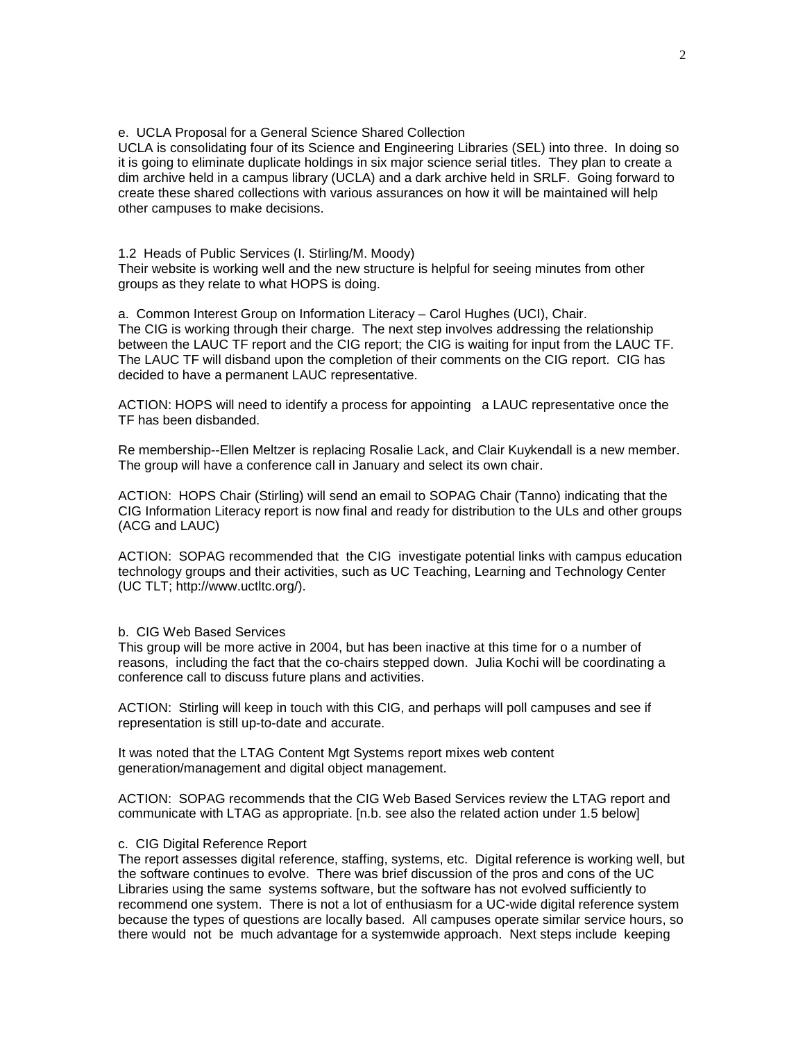e. UCLA Proposal for a General Science Shared Collection

UCLA is consolidating four of its Science and Engineering Libraries (SEL) into three. In doing so it is going to eliminate duplicate holdings in six major science serial titles. They plan to create a dim archive held in a campus library (UCLA) and a dark archive held in SRLF. Going forward to create these shared collections with various assurances on how it will be maintained will help other campuses to make decisions.

1.2 Heads of Public Services (I. Stirling/M. Moody)

Their website is working well and the new structure is helpful for seeing minutes from other groups as they relate to what HOPS is doing.

a. Common Interest Group on Information Literacy – Carol Hughes (UCI), Chair.

The CIG is working through their charge. The next step involves addressing the relationship between the LAUC TF report and the CIG report; the CIG is waiting for input from the LAUC TF. The LAUC TF will disband upon the completion of their comments on the CIG report. CIG has decided to have a permanent LAUC representative.

ACTION: HOPS will need to identify a process for appointing a LAUC representative once the TF has been disbanded.

Re membership--Ellen Meltzer is replacing Rosalie Lack, and Clair Kuykendall is a new member. The group will have a conference call in January and select its own chair.

ACTION: HOPS Chair (Stirling) will send an email to SOPAG Chair (Tanno) indicating that the CIG Information Literacy report is now final and ready for distribution to the ULs and other groups (ACG and LAUC)

ACTION: SOPAG recommended that the CIG investigate potential links with campus education technology groups and their activities, such as UC Teaching, Learning and Technology Center (UC TLT; http://www.uctltc.org/).

b. CIG Web Based Services

This group will be more active in 2004, but has been inactive at this time for o a number of reasons, including the fact that the co-chairs stepped down. Julia Kochi will be coordinating a conference call to discuss future plans and activities.

ACTION: Stirling will keep in touch with this CIG, and perhaps will poll campuses and see if representation is still up-to-date and accurate.

It was noted that the LTAG Content Mgt Systems report mixes web content generation/management and digital object management.

ACTION: SOPAG recommends that the CIG Web Based Services review the LTAG report and communicate with LTAG as appropriate. [n.b. see also the related action under 1.5 below]

c. CIG Digital Reference Report

The report assesses digital reference, staffing, systems, etc. Digital reference is working well, but the software continues to evolve. There was brief discussion of the pros and cons of the UC Libraries using the same systems software, but the software has not evolved sufficiently to recommend one system. There is not a lot of enthusiasm for a UC-wide digital reference system because the types of questions are locally based. All campuses operate similar service hours, so there would not be much advantage for a systemwide approach. Next steps include keeping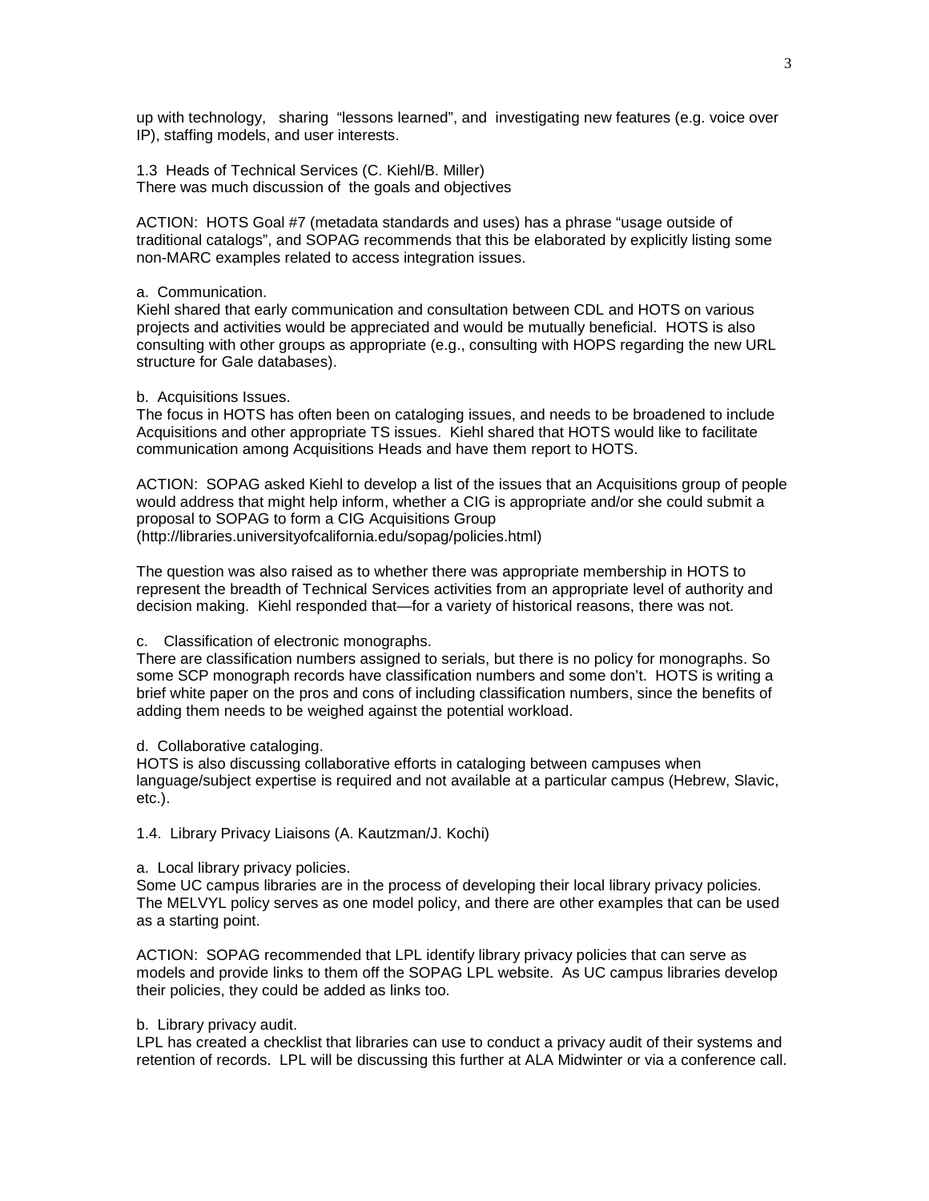up with technology, sharing "lessons learned", and investigating new features (e.g. voice over IP), staffing models, and user interests.

1.3 Heads of Technical Services (C. Kiehl/B. Miller)
There was much discussion of the goals and objectives

ACTION: HOTS Goal #7 (metadata standards and uses) has a phrase "usage outside of traditional catalogs", and SOPAG recommends that this be elaborated by explicitly listing some non-MARC examples related to access integration issues.

a. Communication.
Kiehl shared that early communication and consultation between CDL and HOTS on various projects and activities would be appreciated and would be mutually beneficial. HOTS is also consulting with other groups as appropriate (e.g., consulting with HOPS regarding the new URL structure for Gale databases).

b. Acquisitions Issues.
The focus in HOTS has often been on cataloging issues, and needs to be broadened to include Acquisitions and other appropriate TS issues. Kiehl shared that HOTS would like to facilitate communication among Acquisitions Heads and have them report to HOTS.

ACTION: SOPAG asked Kiehl to develop a list of the issues that an Acquisitions group of people would address that might help inform, whether a CIG is appropriate and/or she could submit a proposal to SOPAG to form a CIG Acquisitions Group (http://libraries.universityofcalifornia.edu/sopag/policies.html)

The question was also raised as to whether there was appropriate membership in HOTS to represent the breadth of Technical Services activities from an appropriate level of authority and decision making. Kiehl responded that—for a variety of historical reasons, there was not.

c. Classification of electronic monographs.
There are classification numbers assigned to serials, but there is no policy for monographs. So some SCP monograph records have classification numbers and some don't. HOTS is writing a brief white paper on the pros and cons of including classification numbers, since the benefits of adding them needs to be weighed against the potential workload.

d. Collaborative cataloging.
HOTS is also discussing collaborative efforts in cataloging between campuses when language/subject expertise is required and not available at a particular campus (Hebrew, Slavic, etc.).

1.4. Library Privacy Liaisons (A. Kautzman/J. Kochi)

a. Local library privacy policies.
Some UC campus libraries are in the process of developing their local library privacy policies. The MELVYL policy serves as one model policy, and there are other examples that can be used as a starting point.

ACTION: SOPAG recommended that LPL identify library privacy policies that can serve as models and provide links to them off the SOPAG LPL website. As UC campus libraries develop their policies, they could be added as links too.

b. Library privacy audit.
LPL has created a checklist that libraries can use to conduct a privacy audit of their systems and retention of records. LPL will be discussing this further at ALA Midwinter or via a conference call.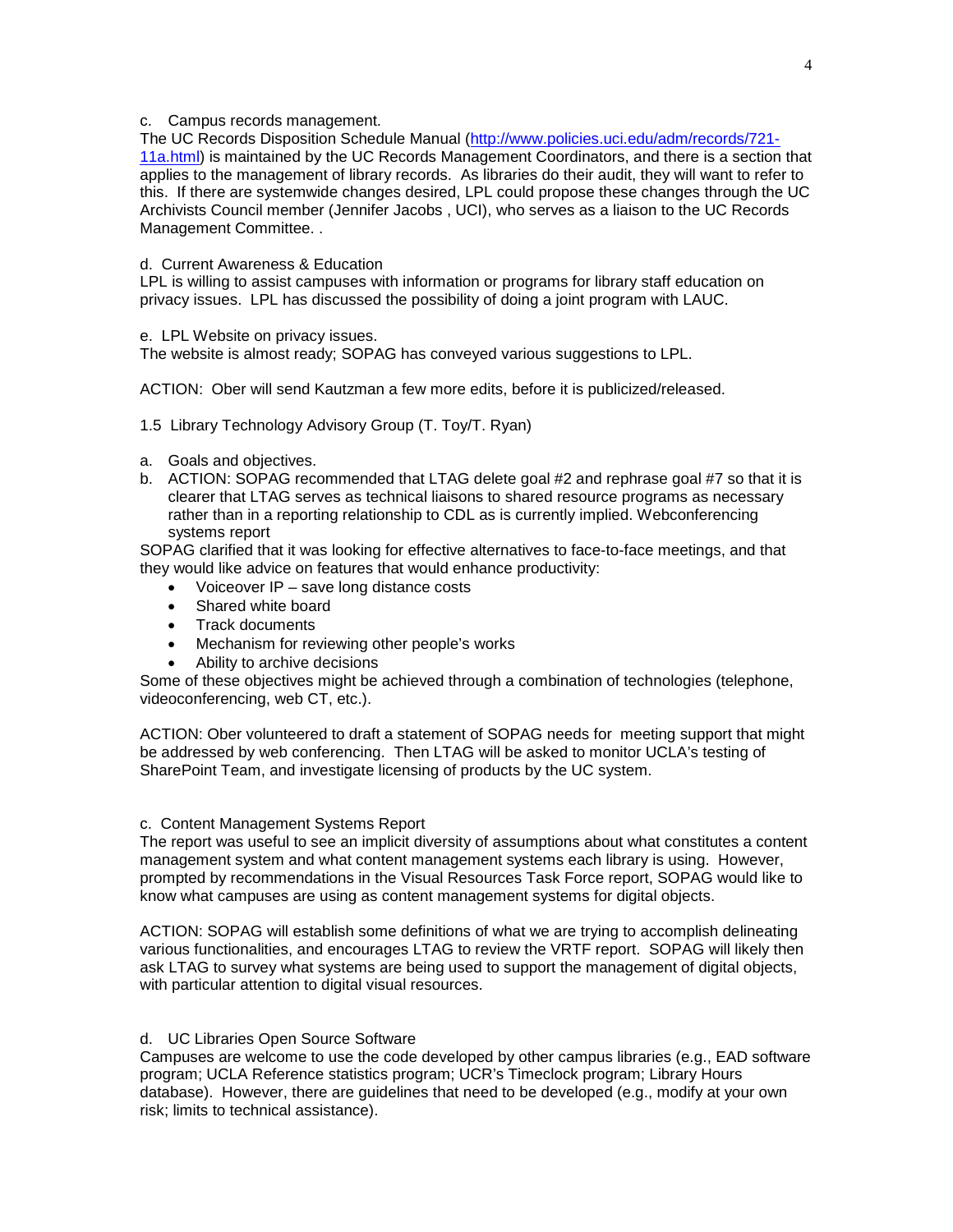c. Campus records management.

The UC Records Disposition Schedule Manual (http://www.policies.uci.edu/adm/records/721-11a.html) is maintained by the UC Records Management Coordinators, and there is a section that applies to the management of library records. As libraries do their audit, they will want to refer to this. If there are systemwide changes desired, LPL could propose these changes through the UC Archivists Council member (Jennifer Jacobs , UCI), who serves as a liaison to the UC Records Management Committee. .

d. Current Awareness & Education

LPL is willing to assist campuses with information or programs for library staff education on privacy issues. LPL has discussed the possibility of doing a joint program with LAUC.

e. LPL Website on privacy issues.

The website is almost ready; SOPAG has conveyed various suggestions to LPL.

ACTION: Ober will send Kautzman a few more edits, before it is publicized/released.

1.5 Library Technology Advisory Group (T. Toy/T. Ryan)

a. Goals and objectives.
b. ACTION: SOPAG recommended that LTAG delete goal #2 and rephrase goal #7 so that it is clearer that LTAG serves as technical liaisons to shared resource programs as necessary rather than in a reporting relationship to CDL as is currently implied. Webconferencing systems report

SOPAG clarified that it was looking for effective alternatives to face-to-face meetings, and that they would like advice on features that would enhance productivity:

- Voiceover IP – save long distance costs
- Shared white board
- Track documents
- Mechanism for reviewing other people's works
- Ability to archive decisions

Some of these objectives might be achieved through a combination of technologies (telephone, videoconferencing, web CT, etc.).

ACTION: Ober volunteered to draft a statement of SOPAG needs for meeting support that might be addressed by web conferencing. Then LTAG will be asked to monitor UCLA's testing of SharePoint Team, and investigate licensing of products by the UC system.

c. Content Management Systems Report

The report was useful to see an implicit diversity of assumptions about what constitutes a content management system and what content management systems each library is using. However, prompted by recommendations in the Visual Resources Task Force report, SOPAG would like to know what campuses are using as content management systems for digital objects.

ACTION: SOPAG will establish some definitions of what we are trying to accomplish delineating various functionalities, and encourages LTAG to review the VRTF report. SOPAG will likely then ask LTAG to survey what systems are being used to support the management of digital objects, with particular attention to digital visual resources.

d. UC Libraries Open Source Software

Campuses are welcome to use the code developed by other campus libraries (e.g., EAD software program; UCLA Reference statistics program; UCR's Timeclock program; Library Hours database). However, there are guidelines that need to be developed (e.g., modify at your own risk; limits to technical assistance).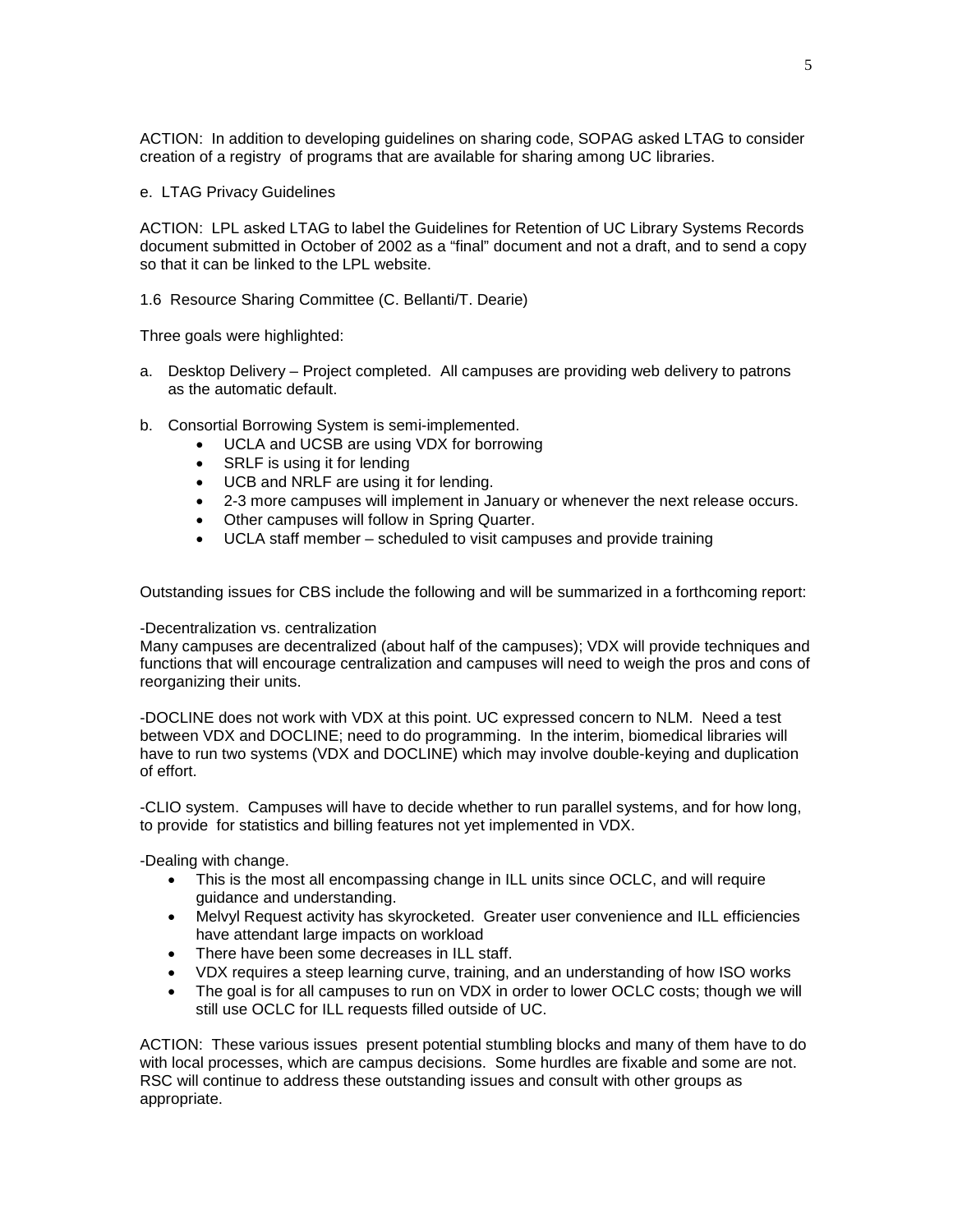ACTION: In addition to developing guidelines on sharing code, SOPAG asked LTAG to consider creation of a registry of programs that are available for sharing among UC libraries.

e. LTAG Privacy Guidelines

ACTION: LPL asked LTAG to label the Guidelines for Retention of UC Library Systems Records document submitted in October of 2002 as a "final" document and not a draft, and to send a copy so that it can be linked to the LPL website.

1.6 Resource Sharing Committee (C. Bellanti/T. Dearie)

Three goals were highlighted:

a. Desktop Delivery – Project completed. All campuses are providing web delivery to patrons as the automatic default.

b. Consortial Borrowing System is semi-implemented.
   - UCLA and UCSB are using VDX for borrowing
   - SRLF is using it for lending
   - UCB and NRLF are using it for lending.
   - 2-3 more campuses will implement in January or whenever the next release occurs.
   - Other campuses will follow in Spring Quarter.
   - UCLA staff member – scheduled to visit campuses and provide training

Outstanding issues for CBS include the following and will be summarized in a forthcoming report:

-Decentralization vs. centralization
Many campuses are decentralized (about half of the campuses); VDX will provide techniques and functions that will encourage centralization and campuses will need to weigh the pros and cons of reorganizing their units.

-DOCLINE does not work with VDX at this point. UC expressed concern to NLM. Need a test between VDX and DOCLINE; need to do programming. In the interim, biomedical libraries will have to run two systems (VDX and DOCLINE) which may involve double-keying and duplication of effort.

-CLIO system. Campuses will have to decide whether to run parallel systems, and for how long, to provide for statistics and billing features not yet implemented in VDX.

-Dealing with change.
- This is the most all encompassing change in ILL units since OCLC, and will require guidance and understanding.
- Melvyl Request activity has skyrocketed. Greater user convenience and ILL efficiencies have attendant large impacts on workload
- There have been some decreases in ILL staff.
- VDX requires a steep learning curve, training, and an understanding of how ISO works
- The goal is for all campuses to run on VDX in order to lower OCLC costs; though we will still use OCLC for ILL requests filled outside of UC.

ACTION: These various issues present potential stumbling blocks and many of them have to do with local processes, which are campus decisions. Some hurdles are fixable and some are not. RSC will continue to address these outstanding issues and consult with other groups as appropriate.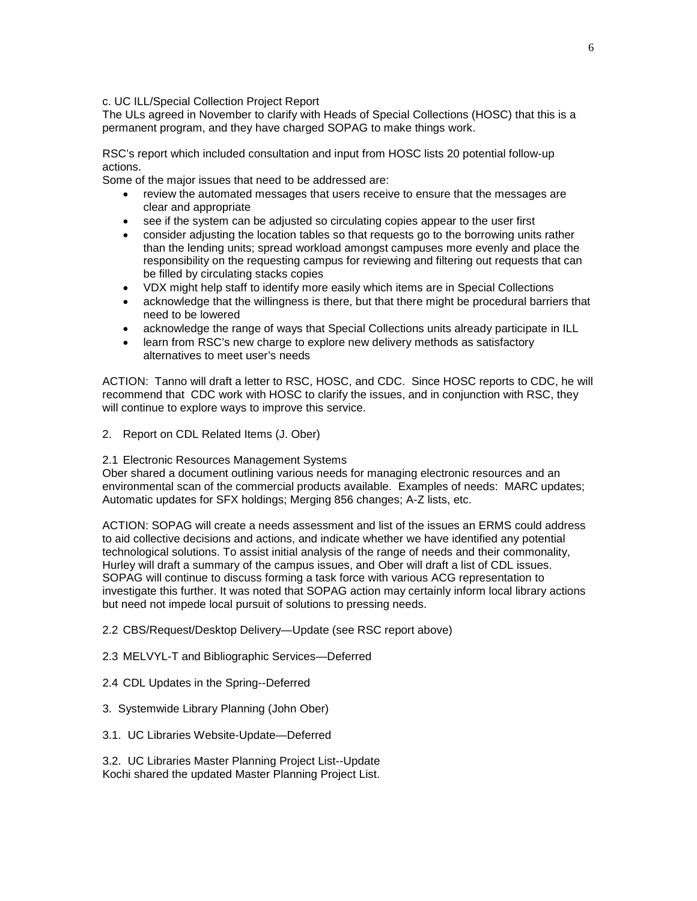c. UC ILL/Special Collection Project Report

The ULs agreed in November to clarify with Heads of Special Collections (HOSC) that this is a permanent program, and they have charged SOPAG to make things work.

RSC's report which included consultation and input from HOSC lists 20 potential follow-up actions.

Some of the major issues that need to be addressed are:

- review the automated messages that users receive to ensure that the messages are clear and appropriate
- see if the system can be adjusted so circulating copies appear to the user first
- consider adjusting the location tables so that requests go to the borrowing units rather than the lending units; spread workload amongst campuses more evenly and place the responsibility on the requesting campus for reviewing and filtering out requests that can be filled by circulating stacks copies
- VDX might help staff to identify more easily which items are in Special Collections
- acknowledge that the willingness is there, but that there might be procedural barriers that need to be lowered
- acknowledge the range of ways that Special Collections units already participate in ILL
- learn from RSC's new charge to explore new delivery methods as satisfactory alternatives to meet user's needs

ACTION: Tanno will draft a letter to RSC, HOSC, and CDC. Since HOSC reports to CDC, he will recommend that CDC work with HOSC to clarify the issues, and in conjunction with RSC, they will continue to explore ways to improve this service.

2. Report on CDL Related Items (J. Ober)

2.1 Electronic Resources Management Systems

Ober shared a document outlining various needs for managing electronic resources and an environmental scan of the commercial products available. Examples of needs: MARC updates; Automatic updates for SFX holdings; Merging 856 changes; A-Z lists, etc.

ACTION: SOPAG will create a needs assessment and list of the issues an ERMS could address to aid collective decisions and actions, and indicate whether we have identified any potential technological solutions. To assist initial analysis of the range of needs and their commonality, Hurley will draft a summary of the campus issues, and Ober will draft a list of CDL issues. SOPAG will continue to discuss forming a task force with various ACG representation to investigate this further. It was noted that SOPAG action may certainly inform local library actions but need not impede local pursuit of solutions to pressing needs.

2.2 CBS/Request/Desktop Delivery—Update (see RSC report above)

2.3 MELVYL-T and Bibliographic Services—Deferred

2.4 CDL Updates in the Spring--Deferred

3. Systemwide Library Planning (John Ober)

3.1. UC Libraries Website-Update—Deferred

3.2. UC Libraries Master Planning Project List--Update

Kochi shared the updated Master Planning Project List.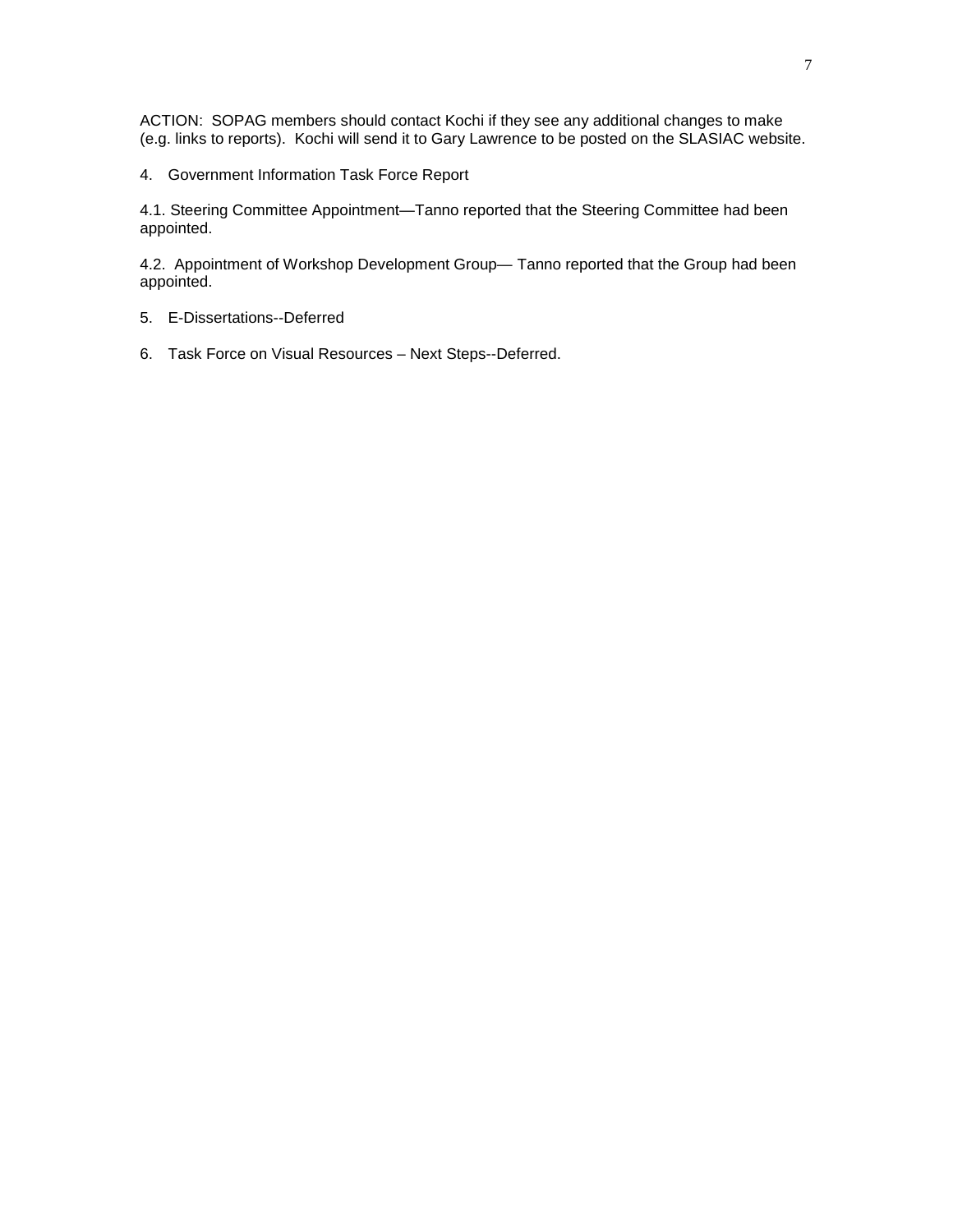ACTION: SOPAG members should contact Kochi if they see any additional changes to make (e.g. links to reports). Kochi will send it to Gary Lawrence to be posted on the SLASIAC website.

4. Government Information Task Force Report

4.1. Steering Committee Appointment—Tanno reported that the Steering Committee had been appointed.

4.2. Appointment of Workshop Development Group— Tanno reported that the Group had been appointed.

5. E-Dissertations--Deferred

6. Task Force on Visual Resources – Next Steps--Deferred.